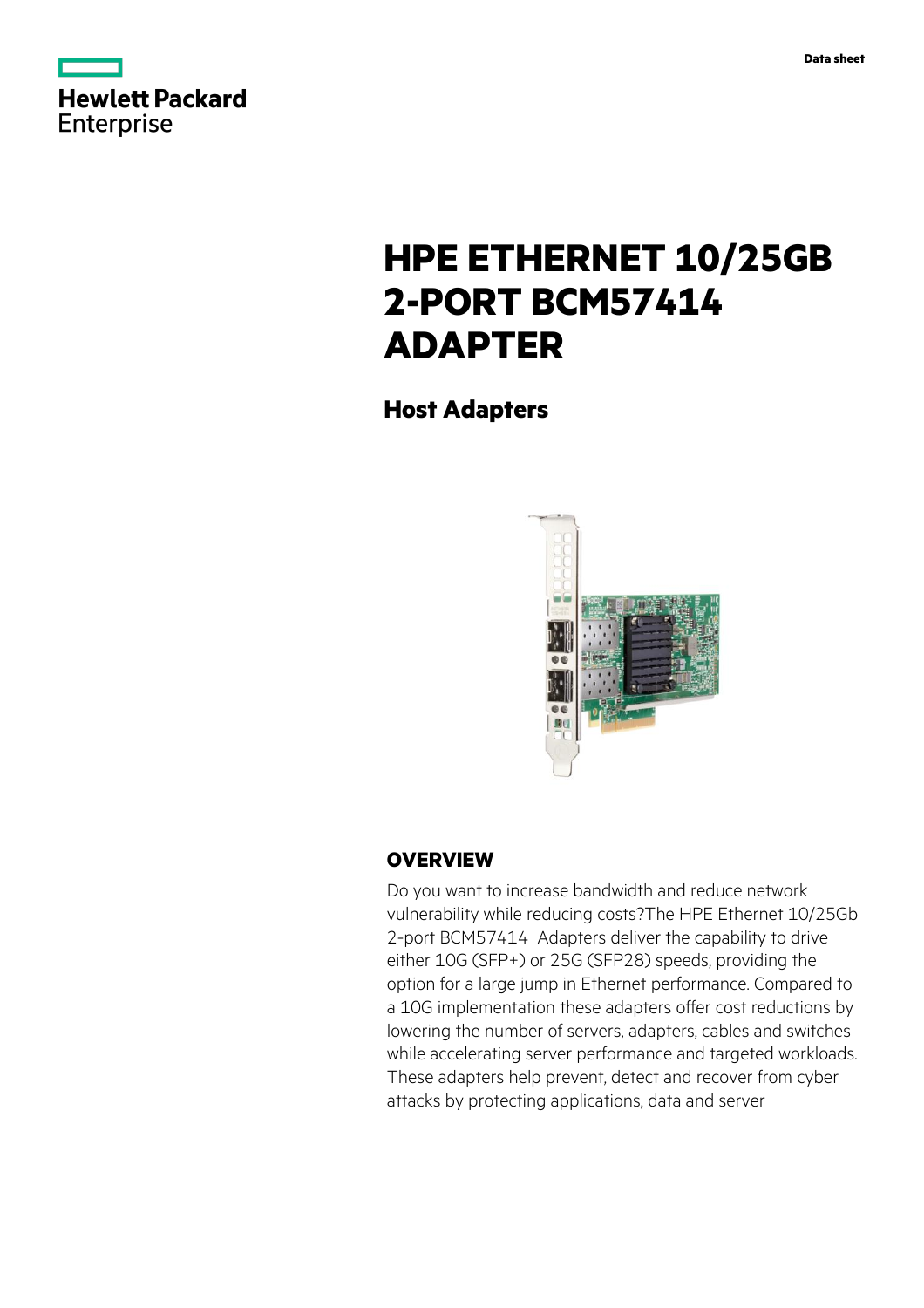Hewlett Packard Enterprise

Data sheet

# HPE ETHERNET 10/25GB 2-PORT BCM57414 ADAPTER

## Host Adapters

### OVERVIEW

Do you want to increase bandwidth and reduce network vulnerability while reducing costs?The HPE Ethernet 10/25Gb 2-port BCM57414 Adapters deliver the capability to drive either 10G (SFP+) or 25G (SFP28) speeds, providing the option for a large jump in Ethernet performance. Compared to a 10G implementation these adapters offer cost reductions by lowering the number of servers, adapters, cables and switches while accelerating server performance and targeted workloads. These adapters help prevent, detect and recover from cyber attacks by protecting applications, data and server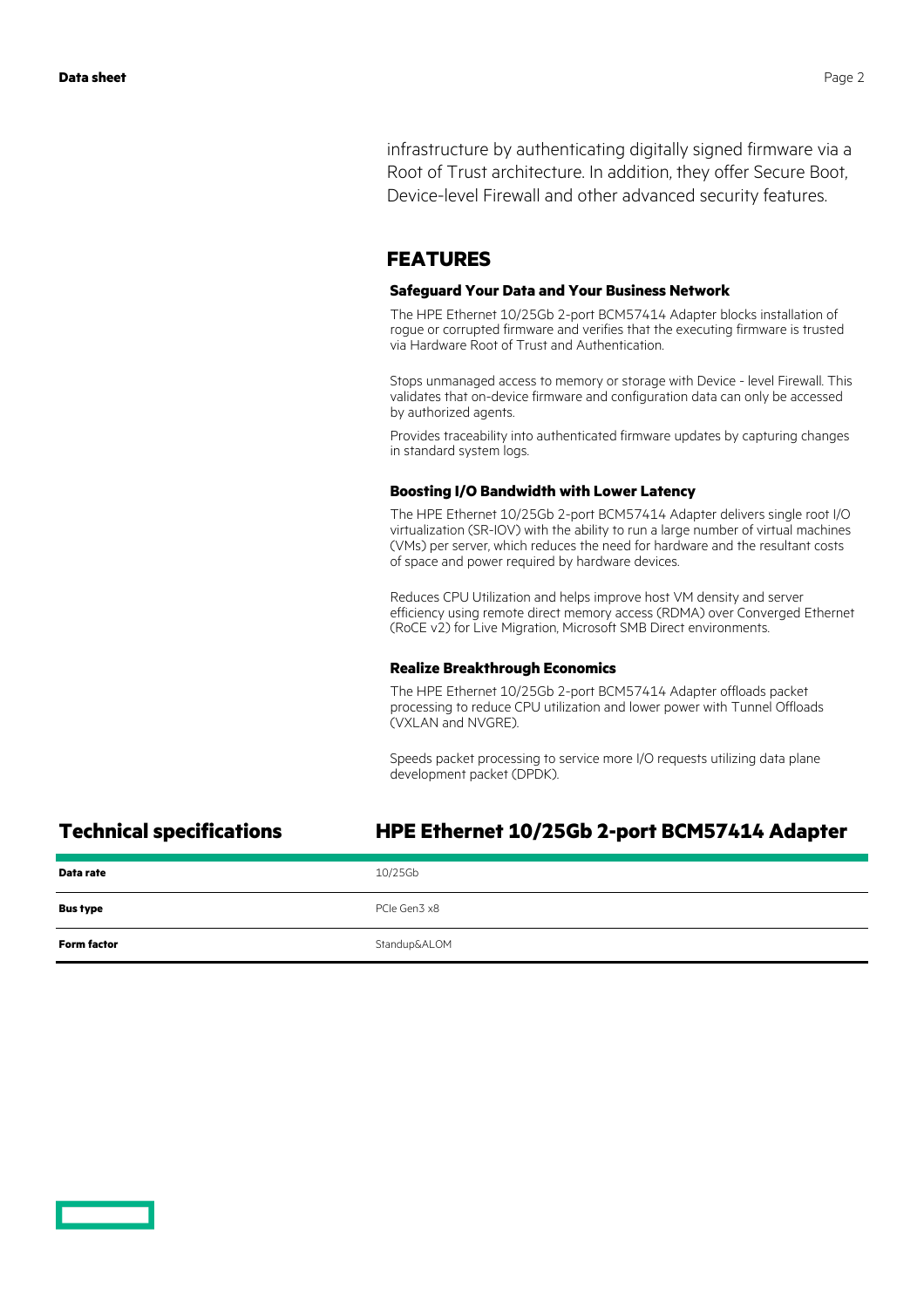infrastructure by authenticating digitally signed firmware via a Root of Trust architecture. In addition, they offer Secure Boot, Device-level Firewall and other advanced security features.

## FEATURES

### Safeguard Your Data and Your Business Network

The HPE Ethernet 10/25Gb 2-port BCM57414 Adapter blocks installation of rogue or corrupted firmware and verifies that the executing firmware is trusted via Hardware Root of Trust and Authentication.

Stops unmanaged access to memory or storage with Device - level Firewall. This validates that on-device firmware and configuration data can only be accessed by authorized agents.

Provides traceability into authenticated firmware updates by capturing changes in standard system logs.

### Boosting I/O Bandwidth with Lower Latency

The HPE Ethernet 10/25Gb 2-port BCM57414 Adapter delivers single root I/O virtualization (SR-IOV) with the ability to run a large number of virtual machines (VMs) per server, which reduces the need for hardware and the resultant costs of space and power required by hardware devices.

Reduces CPU Utilization and helps improve host VM density and server efficiency using remote direct memory access (RDMA) over Converged Ethernet (RoCE v2) for Live Migration, Microsoft SMB Direct environments.

### Realize Breakthrough Economics

The HPE Ethernet 10/25Gb 2-port BCM57414 Adapter offloads packet processing to reduce CPU utilization and lower power with Tunnel Offloads (VXLAN and NVGRE).

Speeds packet processing to service more I/O requests utilizing data plane development packet (DPDK).

## Technical specifications

| HPE Ethernet 10/25Gb 2-port BCM57414 Adapter | |
|---|---|
| **Data rate** | 10/25Gb |
| **Bus type** | PCIe Gen3 x8 |
| **Form factor** | Standup&ALOM |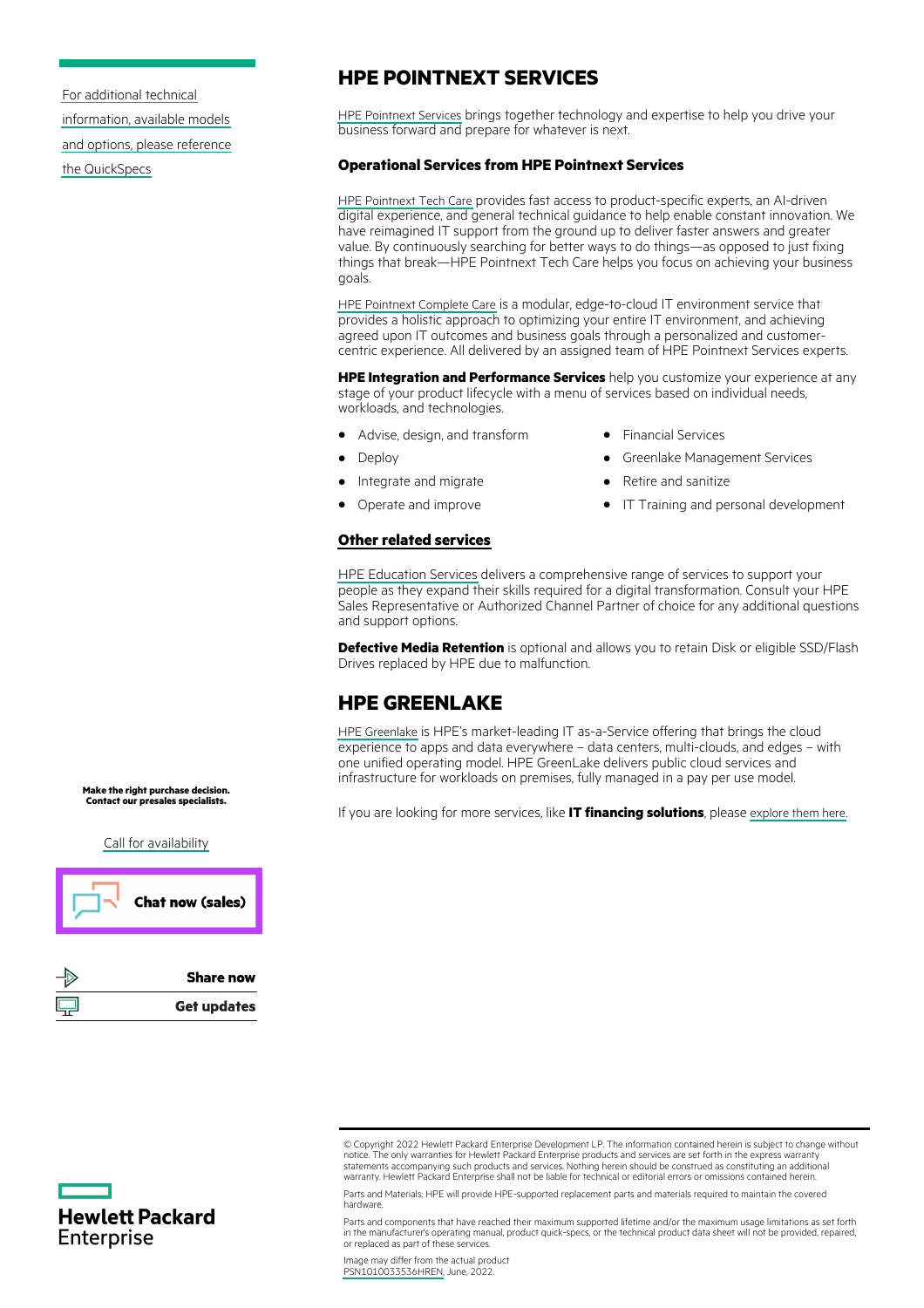For additional technical information, available models and options, please reference the QuickSpecs

## HPE POINTNEXT SERVICES

HPE Pointnext Services brings together technology and expertise to help you drive your business forward and prepare for whatever is next.

### Operational Services from HPE Pointnext Services

HPE Pointnext Tech Care provides fast access to product-specific experts, an AI-driven digital experience, and general technical guidance to help enable constant innovation. We have reimagined IT support from the ground up to deliver faster answers and greater value. By continuously searching for better ways to do things—as opposed to just fixing things that break—HPE Pointnext Tech Care helps you focus on achieving your business goals.

HPE Pointnext Complete Care is a modular, edge-to-cloud IT environment service that provides a holistic approach to optimizing your entire IT environment, and achieving agreed upon IT outcomes and business goals through a personalized and customer-centric experience. All delivered by an assigned team of HPE Pointnext Services experts.

**HPE Integration and Performance Services** help you customize your experience at any stage of your product lifecycle with a menu of services based on individual needs, workloads, and technologies.

- Advise, design, and transform
- Deploy
- Integrate and migrate
- Operate and improve
- Financial Services
- Greenlake Management Services
- Retire and sanitize
- IT Training and personal development

### Other related services

HPE Education Services delivers a comprehensive range of services to support your people as they expand their skills required for a digital transformation. Consult your HPE Sales Representative or Authorized Channel Partner of choice for any additional questions and support options.

**Defective Media Retention** is optional and allows you to retain Disk or eligible SSD/Flash Drives replaced by HPE due to malfunction.

## HPE GREENLAKE

HPE Greenlake is HPE's market-leading IT as-a-Service offering that brings the cloud experience to apps and data everywhere – data centers, multi-clouds, and edges – with one unified operating model. HPE GreenLake delivers public cloud services and infrastructure for workloads on premises, fully managed in a pay per use model.

If you are looking for more services, like **IT financing solutions**, please explore them here.

**Make the right purchase decision. Contact our presales specialists.**

Call for availability

Chat now (sales)

Share now

Get updates

Hewlett Packard Enterprise

© Copyright 2022 Hewlett Packard Enterprise Development LP. The information contained herein is subject to change without notice. The only warranties for Hewlett Packard Enterprise products and services are set forth in the express warranty statements accompanying such products and services. Nothing herein should be construed as constituting an additional warranty. Hewlett Packard Enterprise shall not be liable for technical or editorial errors or omissions contained herein.

Parts and Materials: HPE will provide HPE-supported replacement parts and materials required to maintain the covered hardware.

Parts and components that have reached their maximum supported lifetime and/or the maximum usage limitations as set forth in the manufacturer's operating manual, product quick-specs, or the technical product data sheet will not be provided, repaired, or replaced as part of these services.

Image may differ from the actual product

PSN1010033536HREN, June, 2022.